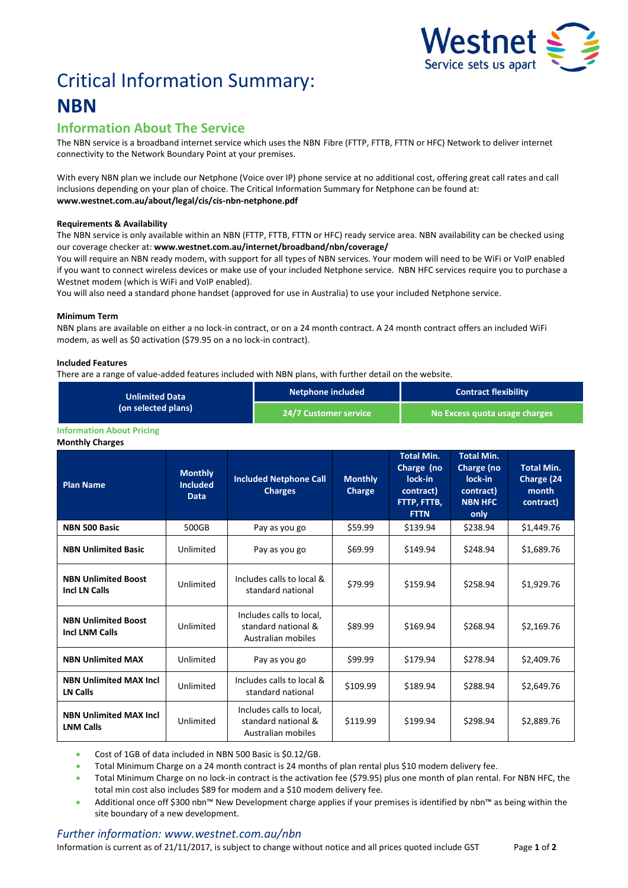# Critical Information Summary: NBN

## Information About The Service

The NBN service is a broadband internet service which uses the NBN Fibre (FTTP, FTTB, FTTN or HFC) Network to deliver internet connectivity to the Network Boundary Point at your premises.

With every NBN plan we include our Netphone (Voice over IP) phone service at no additional cost, offering great call rates and call inclusions depending on your plan of choice. The Critical Information Summary for Netphone can be found at:
**www.westnet.com.au/about/legal/cis/cis-nbn-netphone.pdf**

### Requirements & Availability

The NBN service is only available within an NBN (FTTP, FTTB, FTTN or HFC) ready service area. NBN availability can be checked using our coverage checker at: **www.westnet.com.au/internet/broadband/nbn/coverage/**

You will require an NBN ready modem, with support for all types of NBN services. Your modem will need to be WiFi or VoIP enabled if you want to connect wireless devices or make use of your included Netphone service. NBN HFC services require you to purchase a Westnet modem (which is WiFi and VoIP enabled).

You will also need a standard phone handset (approved for use in Australia) to use your included Netphone service.

### Minimum Term

NBN plans are available on either a no lock-in contract, or on a 24 month contract. A 24 month contract offers an included WiFi modem, as well as $0 activation ($79.95 on a no lock-in contract).

### Included Features

There are a range of value-added features included with NBN plans, with further detail on the website.

| Unlimited Data (on selected plans) | Netphone included | Contract flexibility |
|---|---|---|
| | 24/7 Customer service | No Excess quota usage charges |

### Information About Pricing

**Monthly Charges**

| Plan Name | Monthly Included Data | Included Netphone Call Charges | Monthly Charge | Total Min. Charge (no lock-in contract) FTTP, FTTB, FTTN | Total Min. Charge (no lock-in contract) NBN HFC only | Total Min. Charge (24 month contract) |
|---|---|---|---|---|---|---|
| **NBN 500 Basic** | 500GB | Pay as you go | $59.99 | $139.94 | $238.94 | $1,449.76 |
| **NBN Unlimited Basic** | Unlimited | Pay as you go | $69.99 | $149.94 | $248.94 | $1,689.76 |
| **NBN Unlimited Boost Incl LN Calls** | Unlimited | Includes calls to local & standard national | $79.99 | $159.94 | $258.94 | $1,929.76 |
| **NBN Unlimited Boost Incl LNM Calls** | Unlimited | Includes calls to local, standard national & Australian mobiles | $89.99 | $169.94 | $268.94 | $2,169.76 |
| **NBN Unlimited MAX** | Unlimited | Pay as you go | $99.99 | $179.94 | $278.94 | $2,409.76 |
| **NBN Unlimited MAX Incl LN Calls** | Unlimited | Includes calls to local & standard national | $109.99 | $189.94 | $288.94 | $2,649.76 |
| **NBN Unlimited MAX Incl LNM Calls** | Unlimited | Includes calls to local, standard national & Australian mobiles | $119.99 | $199.94 | $298.94 | $2,889.76 |

- Cost of 1GB of data included in NBN 500 Basic is $0.12/GB.
- Total Minimum Charge on a 24 month contract is 24 months of plan rental plus $10 modem delivery fee.
- Total Minimum Charge on no lock-in contract is the activation fee ($79.95) plus one month of plan rental. For NBN HFC, the total min cost also includes $89 for modem and a $10 modem delivery fee.
- Additional once off $300 nbn™ New Development charge applies if your premises is identified by nbn™ as being within the site boundary of a new development.

*Further information: www.westnet.com.au/nbn*

Information is current as of 21/11/2017, is subject to change without notice and all prices quoted include GST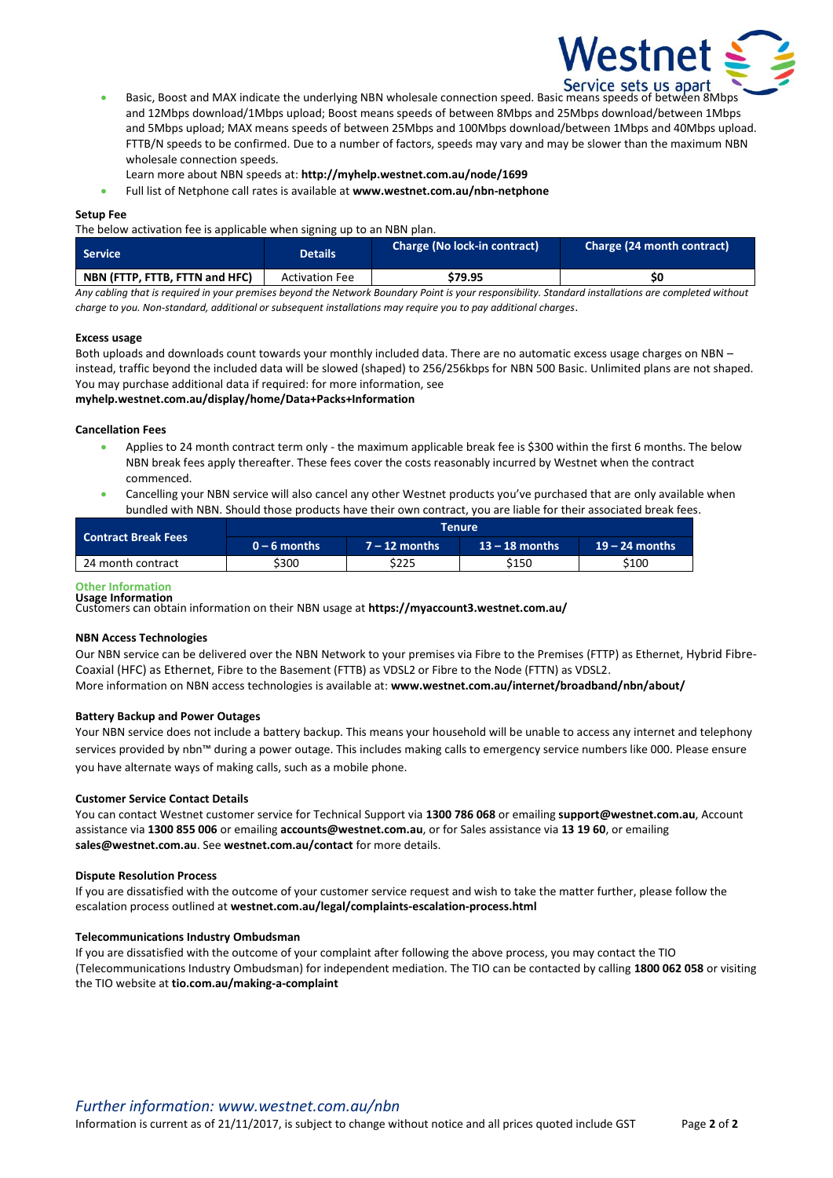- Basic, Boost and MAX indicate the underlying NBN wholesale connection speed. Basic means speeds of between 8Mbps and 12Mbps download/1Mbps upload; Boost means speeds of between 8Mbps and 25Mbps download/between 1Mbps and 5Mbps upload; MAX means speeds of between 25Mbps and 100Mbps download/between 1Mbps and 40Mbps upload. FTTB/N speeds to be confirmed. Due to a number of factors, speeds may vary and may be slower than the maximum NBN wholesale connection speeds.
  Learn more about NBN speeds at: **http://myhelp.westnet.com.au/node/1699**
- Full list of Netphone call rates is available at **www.westnet.com.au/nbn-netphone**

### Setup Fee

The below activation fee is applicable when signing up to an NBN plan.

| Service | Details | Charge (No lock-in contract) | Charge (24 month contract) |
|---|---|---|---|
| NBN (FTTP, FTTB, FTTN and HFC) | Activation Fee | $79.95 | $0 |

*Any cabling that is required in your premises beyond the Network Boundary Point is your responsibility. Standard installations are completed without charge to you. Non-standard, additional or subsequent installations may require you to pay additional charges.*

### Excess usage

Both uploads and downloads count towards your monthly included data. There are no automatic excess usage charges on NBN – instead, traffic beyond the included data will be slowed (shaped) to 256/256kbps for NBN 500 Basic. Unlimited plans are not shaped. You may purchase additional data if required: for more information, see **myhelp.westnet.com.au/display/home/Data+Packs+Information**

### Cancellation Fees

- Applies to 24 month contract term only - the maximum applicable break fee is $300 within the first 6 months. The below NBN break fees apply thereafter. These fees cover the costs reasonably incurred by Westnet when the contract commenced.
- Cancelling your NBN service will also cancel any other Westnet products you've purchased that are only available when bundled with NBN. Should those products have their own contract, you are liable for their associated break fees.

| Contract Break Fees | Tenure | | | |
|---|---|---|---|---|
| | 0 – 6 months | 7 – 12 months | 13 – 18 months | 19 – 24 months |
| 24 month contract | $300 | $225 | $150 | $100 |

## Other Information

### Usage Information

Customers can obtain information on their NBN usage at **https://myaccount3.westnet.com.au/**

### NBN Access Technologies

Our NBN service can be delivered over the NBN Network to your premises via Fibre to the Premises (FTTP) as Ethernet, Hybrid Fibre-Coaxial (HFC) as Ethernet, Fibre to the Basement (FTTB) as VDSL2 or Fibre to the Node (FTTN) as VDSL2.
More information on NBN access technologies is available at: **www.westnet.com.au/internet/broadband/nbn/about/**

### Battery Backup and Power Outages

Your NBN service does not include a battery backup. This means your household will be unable to access any internet and telephony services provided by nbn™ during a power outage. This includes making calls to emergency service numbers like 000. Please ensure you have alternate ways of making calls, such as a mobile phone.

### Customer Service Contact Details

You can contact Westnet customer service for Technical Support via **1300 786 068** or emailing **support@westnet.com.au**, Account assistance via **1300 855 006** or emailing **accounts@westnet.com.au**, or for Sales assistance via **13 19 60**, or emailing **sales@westnet.com.au**. See **westnet.com.au/contact** for more details.

### Dispute Resolution Process

If you are dissatisfied with the outcome of your customer service request and wish to take the matter further, please follow the escalation process outlined at **westnet.com.au/legal/complaints-escalation-process.html**

### Telecommunications Industry Ombudsman

If you are dissatisfied with the outcome of your complaint after following the above process, you may contact the TIO (Telecommunications Industry Ombudsman) for independent mediation. The TIO can be contacted by calling **1800 062 058** or visiting the TIO website at **tio.com.au/making-a-complaint**

*Further information: www.westnet.com.au/nbn*

Information is current as of 21/11/2017, is subject to change without notice and all prices quoted include GST